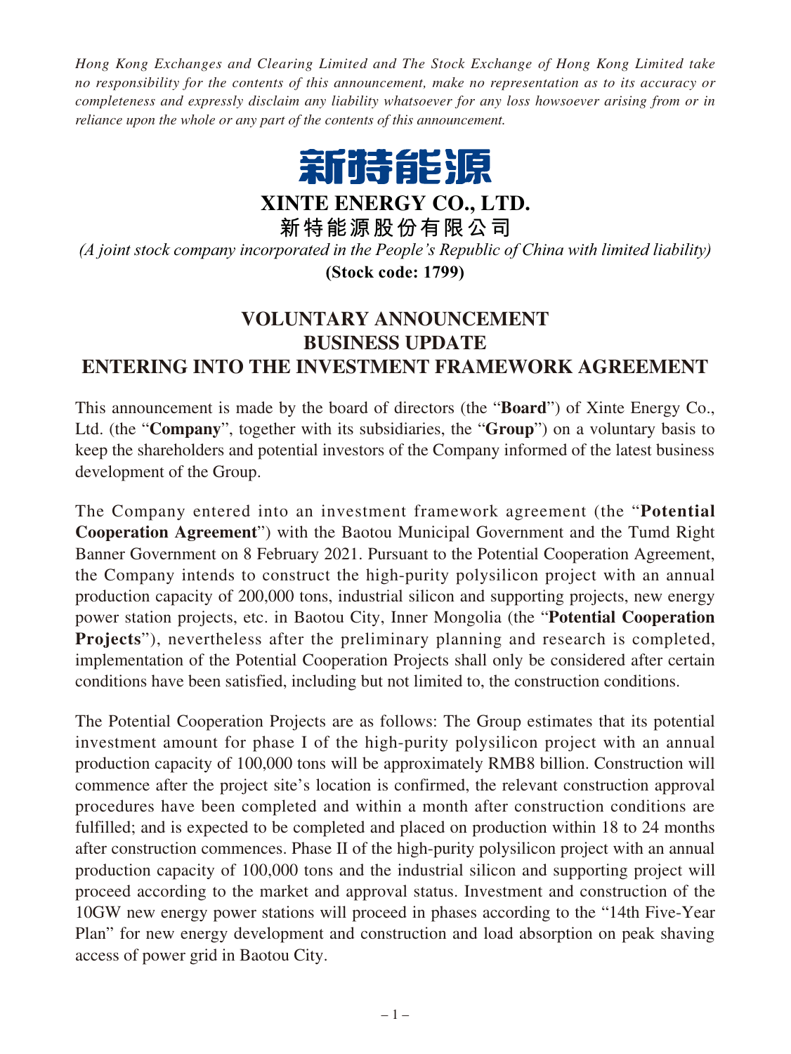*Hong Kong Exchanges and Clearing Limited and The Stock Exchange of Hong Kong Limited take no responsibility for the contents of this announcement, make no representation as to its accuracy or completeness and expressly disclaim any liability whatsoever for any loss howsoever arising from or in reliance upon the whole or any part of the contents of this announcement.*

新特能源

# XINTE ENERGY CO., LTD.

**新特能源股份有限公司**

*(A joint stock company incorporated in the People's Republic of China with limited liability)*

**(Stock code: 1799)**

## VOLUNTARY ANNOUNCEMENT
## BUSINESS UPDATE
## ENTERING INTO THE INVESTMENT FRAMEWORK AGREEMENT

This announcement is made by the board of directors (the "**Board**") of Xinte Energy Co., Ltd. (the "**Company**", together with its subsidiaries, the "**Group**") on a voluntary basis to keep the shareholders and potential investors of the Company informed of the latest business development of the Group.

The Company entered into an investment framework agreement (the "**Potential Cooperation Agreement**") with the Baotou Municipal Government and the Tumd Right Banner Government on 8 February 2021. Pursuant to the Potential Cooperation Agreement, the Company intends to construct the high-purity polysilicon project with an annual production capacity of 200,000 tons, industrial silicon and supporting projects, new energy power station projects, etc. in Baotou City, Inner Mongolia (the "**Potential Cooperation Projects**"), nevertheless after the preliminary planning and research is completed, implementation of the Potential Cooperation Projects shall only be considered after certain conditions have been satisfied, including but not limited to, the construction conditions.

The Potential Cooperation Projects are as follows: The Group estimates that its potential investment amount for phase I of the high-purity polysilicon project with an annual production capacity of 100,000 tons will be approximately RMB8 billion. Construction will commence after the project site's location is confirmed, the relevant construction approval procedures have been completed and within a month after construction conditions are fulfilled; and is expected to be completed and placed on production within 18 to 24 months after construction commences. Phase II of the high-purity polysilicon project with an annual production capacity of 100,000 tons and the industrial silicon and supporting project will proceed according to the market and approval status. Investment and construction of the 10GW new energy power stations will proceed in phases according to the "14th Five-Year Plan" for new energy development and construction and load absorption on peak shaving access of power grid in Baotou City.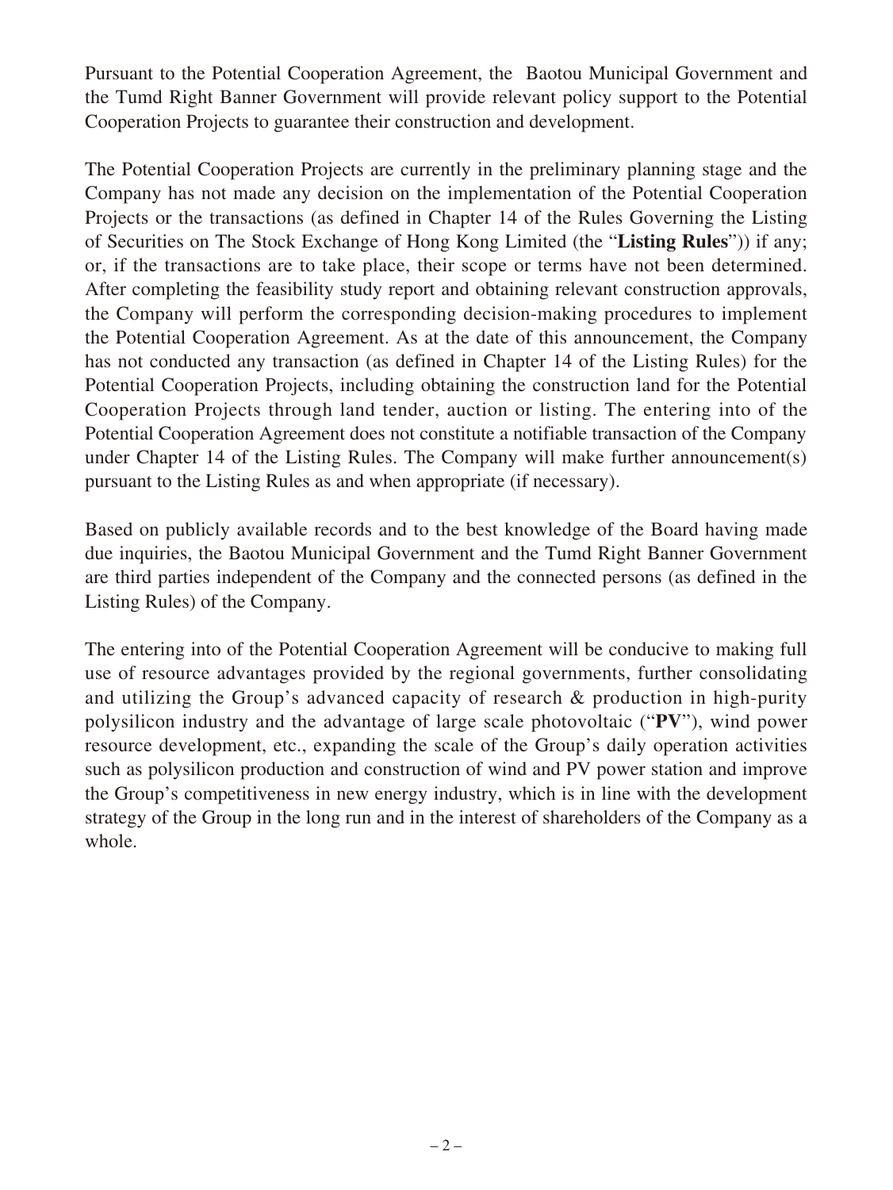Pursuant to the Potential Cooperation Agreement, the Baotou Municipal Government and the Tumd Right Banner Government will provide relevant policy support to the Potential Cooperation Projects to guarantee their construction and development.

The Potential Cooperation Projects are currently in the preliminary planning stage and the Company has not made any decision on the implementation of the Potential Cooperation Projects or the transactions (as defined in Chapter 14 of the Rules Governing the Listing of Securities on The Stock Exchange of Hong Kong Limited (the "**Listing Rules**")) if any; or, if the transactions are to take place, their scope or terms have not been determined. After completing the feasibility study report and obtaining relevant construction approvals, the Company will perform the corresponding decision-making procedures to implement the Potential Cooperation Agreement. As at the date of this announcement, the Company has not conducted any transaction (as defined in Chapter 14 of the Listing Rules) for the Potential Cooperation Projects, including obtaining the construction land for the Potential Cooperation Projects through land tender, auction or listing. The entering into of the Potential Cooperation Agreement does not constitute a notifiable transaction of the Company under Chapter 14 of the Listing Rules. The Company will make further announcement(s) pursuant to the Listing Rules as and when appropriate (if necessary).

Based on publicly available records and to the best knowledge of the Board having made due inquiries, the Baotou Municipal Government and the Tumd Right Banner Government are third parties independent of the Company and the connected persons (as defined in the Listing Rules) of the Company.

The entering into of the Potential Cooperation Agreement will be conducive to making full use of resource advantages provided by the regional governments, further consolidating and utilizing the Group's advanced capacity of research & production in high-purity polysilicon industry and the advantage of large scale photovoltaic ("**PV**"), wind power resource development, etc., expanding the scale of the Group's daily operation activities such as polysilicon production and construction of wind and PV power station and improve the Group's competitiveness in new energy industry, which is in line with the development strategy of the Group in the long run and in the interest of shareholders of the Company as a whole.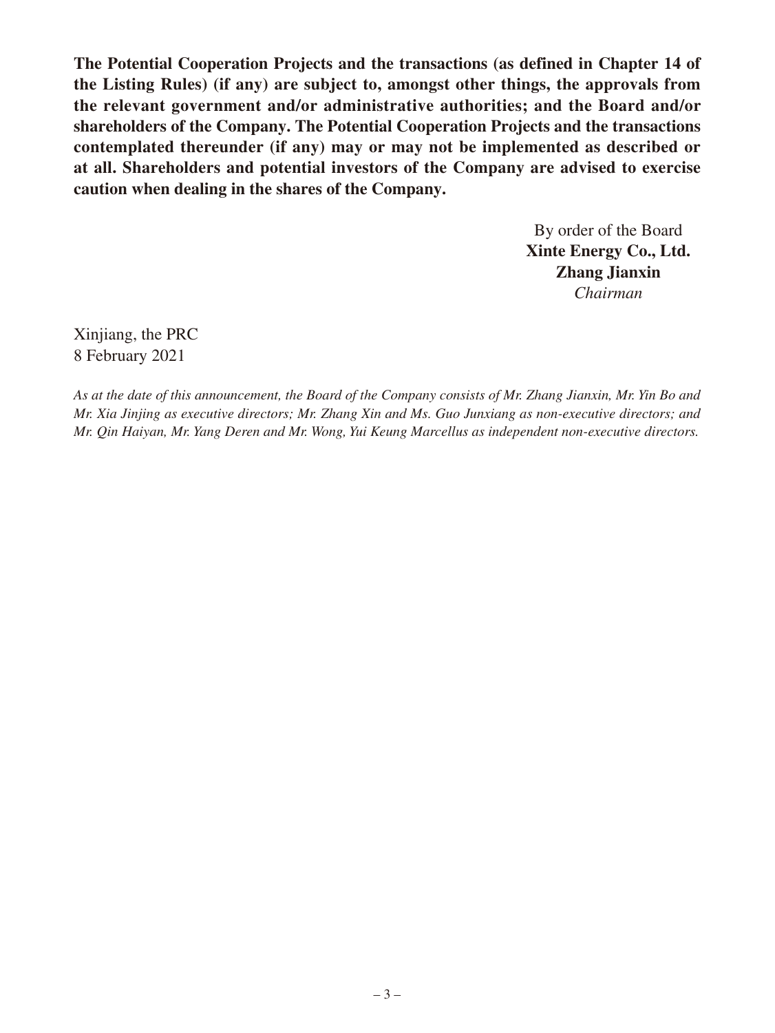**The Potential Cooperation Projects and the transactions (as defined in Chapter 14 of the Listing Rules) (if any) are subject to, amongst other things, the approvals from the relevant government and/or administrative authorities; and the Board and/or shareholders of the Company. The Potential Cooperation Projects and the transactions contemplated thereunder (if any) may or may not be implemented as described or at all. Shareholders and potential investors of the Company are advised to exercise caution when dealing in the shares of the Company.**

By order of the Board
**Xinte Energy Co., Ltd.**
**Zhang Jianxin**
*Chairman*

Xinjiang, the PRC
8 February 2021

*As at the date of this announcement, the Board of the Company consists of Mr. Zhang Jianxin, Mr. Yin Bo and Mr. Xia Jinjing as executive directors; Mr. Zhang Xin and Ms. Guo Junxiang as non-executive directors; and Mr. Qin Haiyan, Mr. Yang Deren and Mr. Wong, Yui Keung Marcellus as independent non-executive directors.*